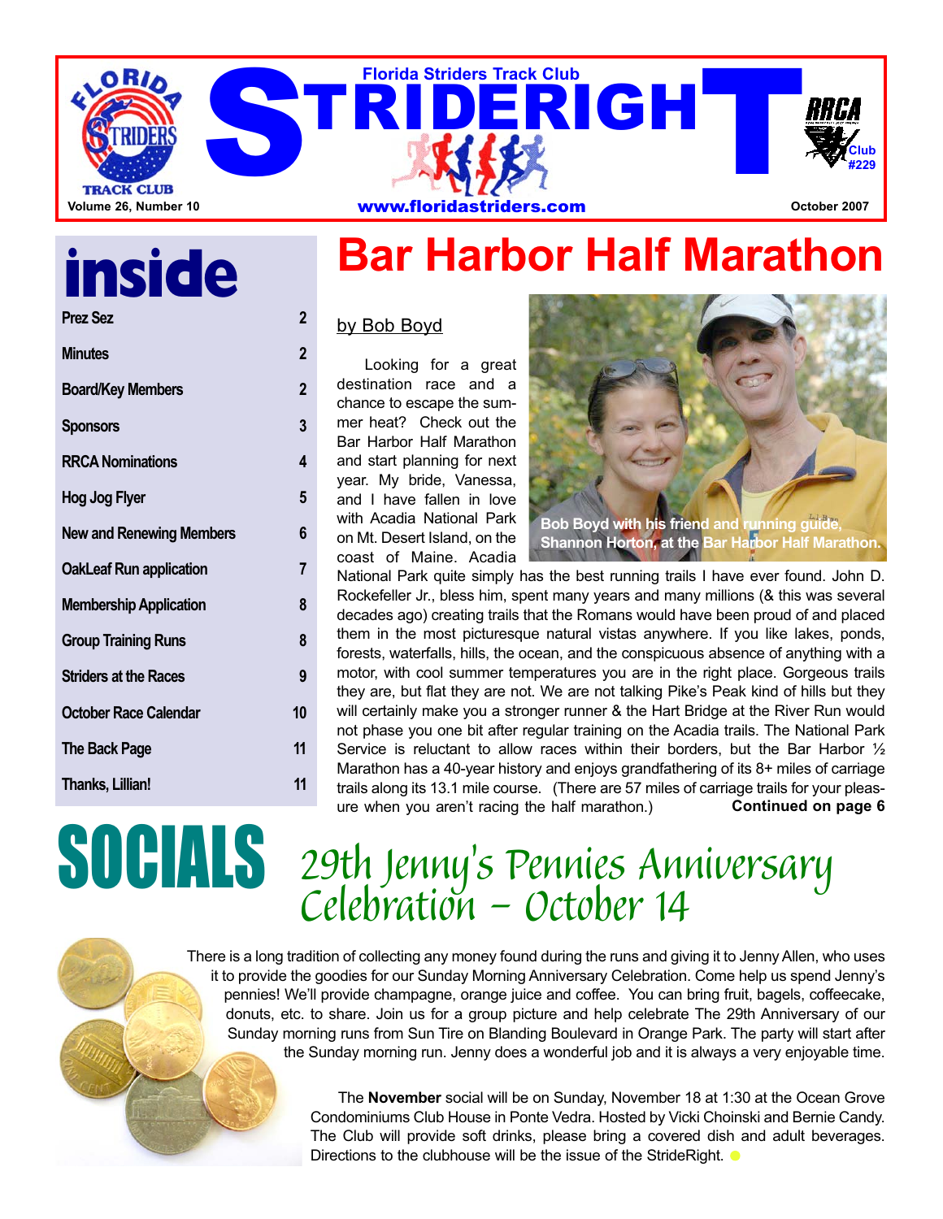# STRIDERIGHT

Florida Striders Track Club

Volume 26, Number 10 | www.floridastriders.com | October 2007

RRCA Club #229

## inside

| | |
|---|---|
| Prez Sez | 2 |
| Minutes | 2 |
| Board/Key Members | 2 |
| Sponsors | 3 |
| RRCA Nominations | 4 |
| Hog Jog Flyer | 5 |
| New and Renewing Members | 6 |
| OakLeaf Run application | 7 |
| Membership Application | 8 |
| Group Training Runs | 8 |
| Striders at the Races | 9 |
| October Race Calendar | 10 |
| The Back Page | 11 |
| Thanks, Lillian! | 11 |

# Bar Harbor Half Marathon

by Bob Boyd

Bob Boyd with his friend and running guide, Shannon Horton, at the Bar Harbor Half Marathon.

Looking for a great destination race and a chance to escape the summer heat? Check out the Bar Harbor Half Marathon and start planning for next year. My bride, Vanessa, and I have fallen in love with Acadia National Park on Mt. Desert Island, on the coast of Maine. Acadia National Park quite simply has the best running trails I have ever found. John D. Rockefeller Jr., bless him, spent many years and many millions (& this was several decades ago) creating trails that the Romans would have been proud of and placed them in the most picturesque natural vistas anywhere. If you like lakes, ponds, forests, waterfalls, hills, the ocean, and the conspicuous absence of anything with a motor, with cool summer temperatures you are in the right place. Gorgeous trails they are, but flat they are not. We are not talking Pike's Peak kind of hills but they will certainly make you a stronger runner & the Hart Bridge at the River Run would not phase you one bit after regular training on the Acadia trails. The National Park Service is reluctant to allow races within their borders, but the Bar Harbor ½ Marathon has a 40-year history and enjoys grandfathering of its 8+ miles of carriage trails along its 13.1 mile course. (There are 57 miles of carriage trails for your pleasure when you aren't racing the half marathon.) **Continued on page 6**

# SOCIALS

## 29th Jenny's Pennies Anniversary Celebration – October 14

There is a long tradition of collecting any money found during the runs and giving it to Jenny Allen, who uses it to provide the goodies for our Sunday Morning Anniversary Celebration. Come help us spend Jenny's pennies! We'll provide champagne, orange juice and coffee. You can bring fruit, bagels, coffeecake, donuts, etc. to share. Join us for a group picture and help celebrate The 29th Anniversary of our Sunday morning runs from Sun Tire on Blanding Boulevard in Orange Park. The party will start after the Sunday morning run. Jenny does a wonderful job and it is always a very enjoyable time.

The **November** social will be on Sunday, November 18 at 1:30 at the Ocean Grove Condominiums Club House in Ponte Vedra. Hosted by Vicki Choinski and Bernie Candy. The Club will provide soft drinks, please bring a covered dish and adult beverages. Directions to the clubhouse will be the issue of the StrideRight.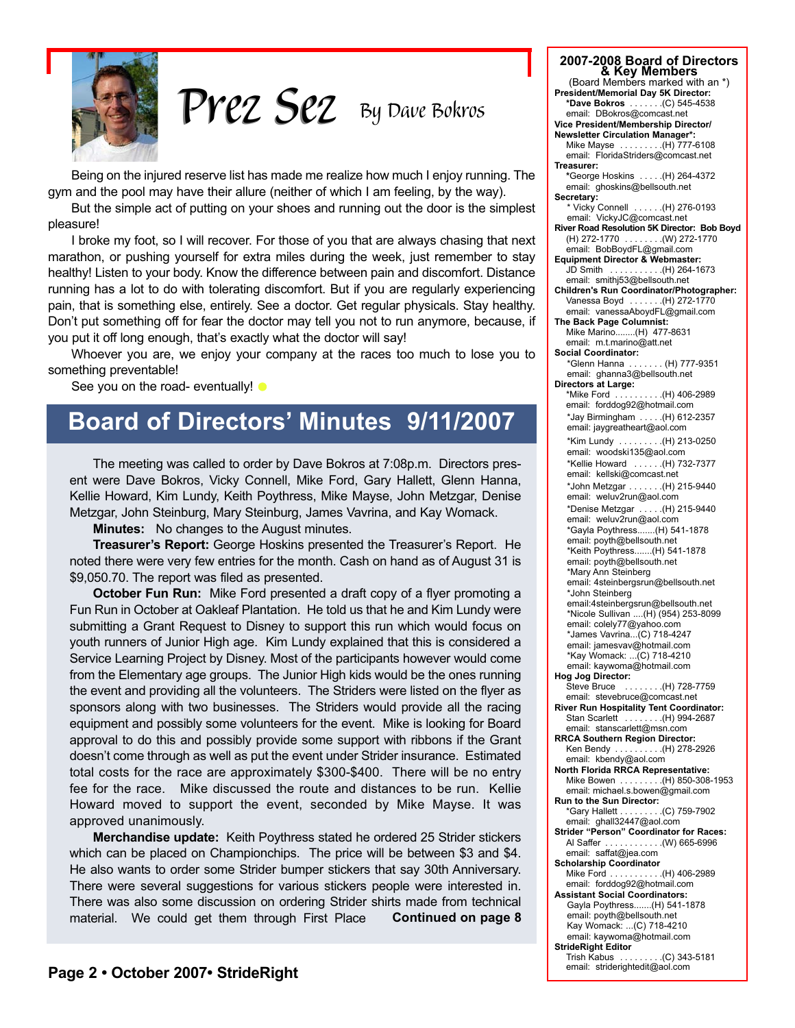# Prez Sez

By Dave Bokros

Being on the injured reserve list has made me realize how much I enjoy running. The gym and the pool may have their allure (neither of which I am feeling, by the way).

But the simple act of putting on your shoes and running out the door is the simplest pleasure!

I broke my foot, so I will recover. For those of you that are always chasing that next marathon, or pushing yourself for extra miles during the week, just remember to stay healthy! Listen to your body. Know the difference between pain and discomfort. Distance running has a lot to do with tolerating discomfort. But if you are regularly experiencing pain, that is something else, entirely. See a doctor. Get regular physicals. Stay healthy. Don't put something off for fear the doctor may tell you not to run anymore, because, if you put it off long enough, that's exactly what the doctor will say!

Whoever you are, we enjoy your company at the races too much to lose you to something preventable!

See you on the road- eventually!

## Board of Directors' Minutes 9/11/2007

The meeting was called to order by Dave Bokros at 7:08p.m. Directors present were Dave Bokros, Vicky Connell, Mike Ford, Gary Hallett, Glenn Hanna, Kellie Howard, Kim Lundy, Keith Poythress, Mike Mayse, John Metzgar, Denise Metzgar, John Steinburg, Mary Steinburg, James Vavrina, and Kay Womack.

**Minutes:** No changes to the August minutes.

**Treasurer's Report:** George Hoskins presented the Treasurer's Report. He noted there were very few entries for the month. Cash on hand as of August 31 is $9,050.70. The report was filed as presented.

**October Fun Run:** Mike Ford presented a draft copy of a flyer promoting a Fun Run in October at Oakleaf Plantation. He told us that he and Kim Lundy were submitting a Grant Request to Disney to support this run which would focus on youth runners of Junior High age. Kim Lundy explained that this is considered a Service Learning Project by Disney. Most of the participants however would come from the Elementary age groups. The Junior High kids would be the ones running the event and providing all the volunteers. The Striders were listed on the flyer as sponsors along with two businesses. The Striders would provide all the racing equipment and possibly some volunteers for the event. Mike is looking for Board approval to do this and possibly provide some support with ribbons if the Grant doesn't come through as well as put the event under Strider insurance. Estimated total costs for the race are approximately $300-$400. There will be no entry fee for the race. Mike discussed the route and distances to be run. Kellie Howard moved to support the event, seconded by Mike Mayse. It was approved unanimously.

**Merchandise update:** Keith Poythress stated he ordered 25 Strider stickers which can be placed on Championchips. The price will be between $3 and $4. He also wants to order some Strider bumper stickers that say 30th Anniversary. There were several suggestions for various stickers people were interested in. There was also some discussion on ordering Strider shirts made from technical material. We could get them through First Place **Continued on page 8**

## 2007-2008 Board of Directors & Key Members

(Board Members marked with an *)

**President/Memorial Day 5K Director:**
*Dave Bokros . . . . . .(C) 545-4538
email: DBokros@comcast.net

**Vice President/Membership Director/ Newsletter Circulation Manager*:**
Mike Mayse . . . . . . . . .(H) 777-6108
email: FloridaStriders@comcast.net

**Treasurer:**
*George Hoskins . . . . .(H) 264-4372
email: ghoskins@bellsouth.net

**Secretary:**
* Vicky Connell . . . . . .(H) 276-0193
email: VickyJC@comcast.net

**River Road Resolution 5K Director: Bob Boyd**
(H) 272-1770 . . . . . . .(W) 272-1770
email: BobBoydFL@gmail.com

**Equipment Director & Webmaster:**
JD Smith . . . . . . . . . . .(H) 264-1673
email: smithj53@bellsouth.net

**Children's Run Coordinator/Photographer:**
Vanessa Boyd . . . . . . .(H) 272-1770
email: vanessaAboydFL@gmail.com

**The Back Page Columnist:**
Mike Marino........(H) 477-8631
email: m.t.marino@att.net

**Social Coordinator:**
*Glenn Hanna . . . . . . . (H) 777-9351
email: ghanna3@bellsouth.net

**Directors at Large:**
*Mike Ford . . . . . . . . . .(H) 406-2989
email: forddog92@hotmail.com
*Jay Birmingham . . . . .(H) 612-2357
email: jaygreatheart@aol.com
*Kim Lundy . . . . . . . . .(H) 213-0250
email: woodski135@aol.com
*Kellie Howard . . . . . .(H) 732-7377
email: kellski@comcast.net
*John Metzgar . . . . . . .(H) 215-9440
email: weluv2run@aol.com
*Denise Metzgar . . . . .(H) 215-9440
email: weluv2run@aol.com
*Gayla Poythress.......(H) 541-1878
email: poyth@bellsouth.net
*Keith Poythress.......(H) 541-1878
email: poyth@bellsouth.net
*Mary Ann Steinberg
email: 4steinbergsrun@bellsouth.net
*John Steinberg
email:4steinbergsrun@bellsouth.net
*Nicole Sullivan ....(H) (954) 253-8099
email: colely77@yahoo.com
*James Vavrina...(C) 718-4247
email: jamesvav@hotmail.com
*Kay Womack: ...(C) 718-4210
email: kaywoma@hotmail.com

**Hog Jog Director:**
Steve Bruce . . . . . . . .(H) 728-7759
email: stevebruce@comcast.net

**River Run Hospitality Tent Coordinator:**
Stan Scarlett . . . . . . . .(H) 994-2687
email: stanscarlett@msn.com

**RRCA Southern Region Director:**
Ken Bendy . . . . . . . . . .(H) 278-2926
email: kbendy@aol.com

**North Florida RRCA Representative:**
Mike Bowen . . . . . . . . .(H) 850-308-1953
email: michael.s.bowen@gmail.com

**Run to the Sun Director:**
*Gary Hallett . . . . . . . . .(C) 759-7902
email: ghall32447@aol.com

**Strider "Person" Coordinator for Races:**
Al Saffer . . . . . . . . . . . .(W) 665-6996
email: saffat@jea.com

**Scholarship Coordinator**
Mike Ford . . . . . . . . . . .(H) 406-2989
email: forddog92@hotmail.com

**Assistant Social Coordinators:**
Gayla Poythress.......(H) 541-1878
email: poyth@bellsouth.net
Kay Womack: ...(C) 718-4210
email: kaywoma@hotmail.com

**StrideRight Editor**
Trish Kabus . . . . . . . . .(C) 343-5181
email: striderightedit@aol.com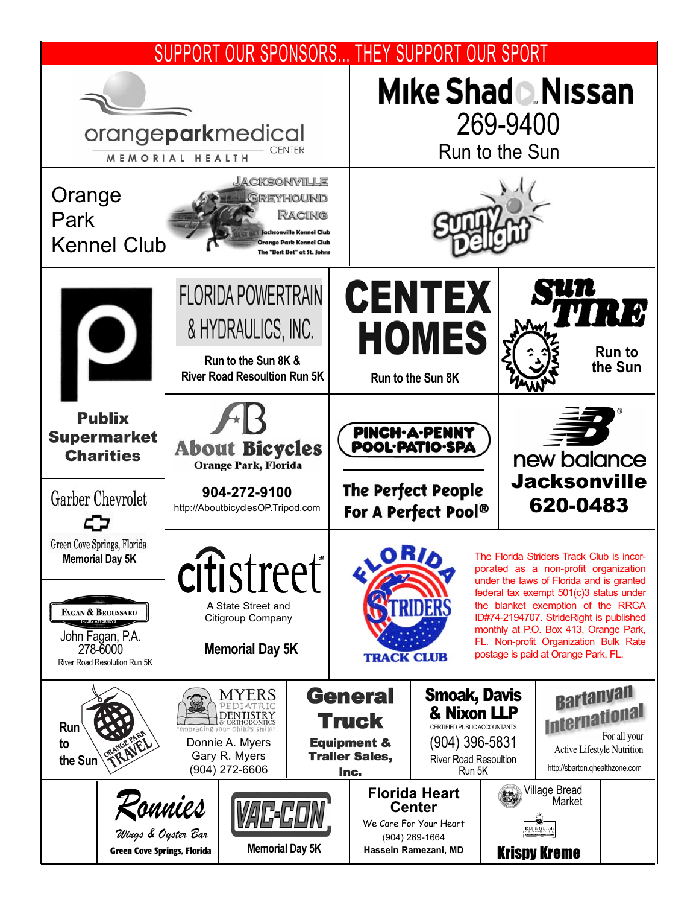# SUPPORT OUR SPONSORS... THEY SUPPORT OUR SPORT

orangeparkmedical CENTER
MEMORIAL HEALTH

**Mike Shad Nissan**
269-9400
Run to the Sun

Orange Park Kennel Club

JACKSONVILLE GREYHOUND RACING
Jacksonville Kennel Club
Orange Park Kennel Club
The "Best Bet" at St. Johns

Sunny Delight

**Publix Supermarket Charities**

FLORIDA POWERTRAIN & HYDRAULICS, INC.
**Run to the Sun 8K & River Road Resoultion Run 5K**

**CENTEX HOMES**
**Run to the Sun 8K**

**Sun TIRE**
**Run to the Sun**

**About Bicycles**
**Orange Park, Florida**
**904-272-9100**
http://AboutbicyclesOP.Tripod.com

**PINCH-A-PENNY POOL-PATIO-SPA**
**The Perfect People For A Perfect Pool®**

new balance
**Jacksonville**
**620-0483**

Garber Chevrolet
Green Cove Springs, Florida
**Memorial Day 5K**

citistreet
A State Street and Citigroup Company
**Memorial Day 5K**

FLORIDA STRIDERS TRACK CLUB

The Florida Striders Track Club is incorporated as a non-profit organization under the laws of Florida and is granted federal tax exempt 501(c)3 status under the blanket exemption of the RRCA ID#74-2194707. StrideRight is published monthly at P.O. Box 413, Orange Park, FL. Non-profit Organization Bulk Rate postage is paid at Orange Park, FL.

FAGAN & BROUSSARD
INJURY ATTORNEYS
John Fagan, P.A.
278-6000
River Road Resolution Run 5K

Run to the Sun
ORANGE PARK TRAVEL

MYERS PEDIATRIC DENTISTRY & ORTHODONTICS
"embracing your child's smile"
Donnie A. Myers
Gary R. Myers
(904) 272-6606

**General Truck**
**Equipment & Trailer Sales, Inc.**

**Smoak, Davis & Nixon LLP**
CERTIFIED PUBLIC ACCOUNTANTS
(904) 396-5831
River Road Resoultion Run 5K

**Bartanyan International**
For all your Active Lifestyle Nutrition
http://sbarton.qhealthzone.com

**Ronnies**
*Wings & Oyster Bar*
**Green Cove Springs, Florida**

VAC-CON
**Memorial Day 5K**

**Florida Heart Center**
We Care For Your Heart
(904) 269-1664
**Hassein Ramezani, MD**

Village Bread Market

**Krispy Kreme**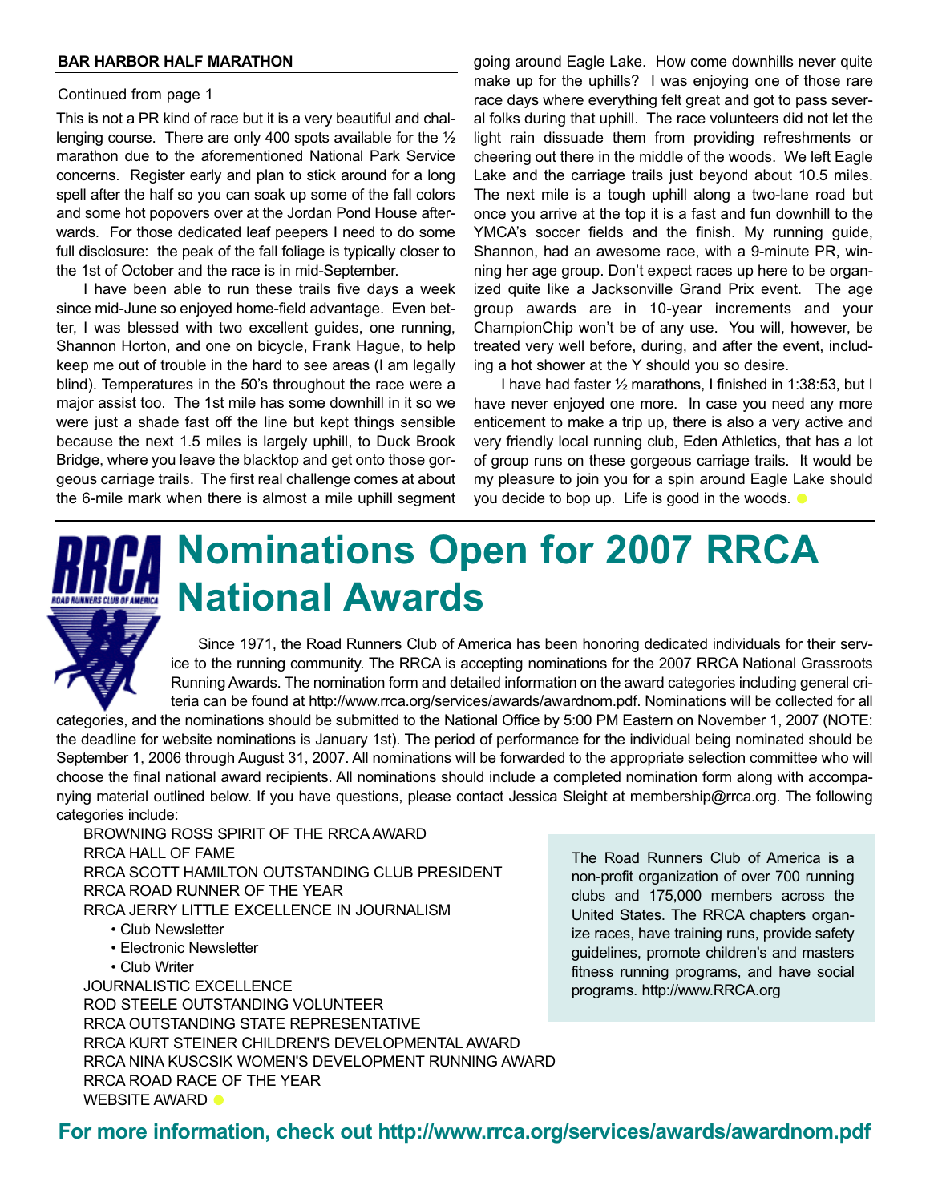### BAR HARBOR HALF MARATHON

Continued from page 1

This is not a PR kind of race but it is a very beautiful and challenging course. There are only 400 spots available for the ½ marathon due to the aforementioned National Park Service concerns. Register early and plan to stick around for a long spell after the half so you can soak up some of the fall colors and some hot popovers over at the Jordan Pond House afterwards. For those dedicated leaf peepers I need to do some full disclosure: the peak of the fall foliage is typically closer to the 1st of October and the race is in mid-September.

I have been able to run these trails five days a week since mid-June so enjoyed home-field advantage. Even better, I was blessed with two excellent guides, one running, Shannon Horton, and one on bicycle, Frank Hague, to help keep me out of trouble in the hard to see areas (I am legally blind). Temperatures in the 50's throughout the race were a major assist too. The 1st mile has some downhill in it so we were just a shade fast off the line but kept things sensible because the next 1.5 miles is largely uphill, to Duck Brook Bridge, where you leave the blacktop and get onto those gorgeous carriage trails. The first real challenge comes at about the 6-mile mark when there is almost a mile uphill segment going around Eagle Lake. How come downhills never quite make up for the uphills? I was enjoying one of those rare race days where everything felt great and got to pass several folks during that uphill. The race volunteers did not let the light rain dissuade them from providing refreshments or cheering out there in the middle of the woods. We left Eagle Lake and the carriage trails just beyond about 10.5 miles. The next mile is a tough uphill along a two-lane road but once you arrive at the top it is a fast and fun downhill to the YMCA's soccer fields and the finish. My running guide, Shannon, had an awesome race, with a 9-minute PR, winning her age group. Don't expect races up here to be organized quite like a Jacksonville Grand Prix event. The age group awards are in 10-year increments and your ChampionChip won't be of any use. You will, however, be treated very well before, during, and after the event, including a hot shower at the Y should you so desire.

I have had faster ½ marathons, I finished in 1:38:53, but I have never enjoyed one more. In case you need any more enticement to make a trip up, there is also a very active and very friendly local running club, Eden Athletics, that has a lot of group runs on these gorgeous carriage trails. It would be my pleasure to join you for a spin around Eagle Lake should you decide to bop up. Life is good in the woods.

# Nominations Open for 2007 RRCA National Awards

Since 1971, the Road Runners Club of America has been honoring dedicated individuals for their service to the running community. The RRCA is accepting nominations for the 2007 RRCA National Grassroots Running Awards. The nomination form and detailed information on the award categories including general criteria can be found at http://www.rrca.org/services/awards/awardnom.pdf. Nominations will be collected for all categories, and the nominations should be submitted to the National Office by 5:00 PM Eastern on November 1, 2007 (NOTE: the deadline for website nominations is January 1st). The period of performance for the individual being nominated should be September 1, 2006 through August 31, 2007. All nominations will be forwarded to the appropriate selection committee who will choose the final national award recipients. All nominations should include a completed nomination form along with accompanying material outlined below. If you have questions, please contact Jessica Sleight at membership@rrca.org. The following categories include:

- BROWNING ROSS SPIRIT OF THE RRCA AWARD
- RRCA HALL OF FAME
- RRCA SCOTT HAMILTON OUTSTANDING CLUB PRESIDENT
- RRCA ROAD RUNNER OF THE YEAR
- RRCA JERRY LITTLE EXCELLENCE IN JOURNALISM
  - Club Newsletter
  - Electronic Newsletter
  - Club Writer
- JOURNALISTIC EXCELLENCE
- ROD STEELE OUTSTANDING VOLUNTEER
- RRCA OUTSTANDING STATE REPRESENTATIVE
- RRCA KURT STEINER CHILDREN'S DEVELOPMENTAL AWARD
- RRCA NINA KUSCSIK WOMEN'S DEVELOPMENT RUNNING AWARD
- RRCA ROAD RACE OF THE YEAR
- WEBSITE AWARD

The Road Runners Club of America is a non-profit organization of over 700 running clubs and 175,000 members across the United States. The RRCA chapters organize races, have training runs, provide safety guidelines, promote children's and masters fitness running programs, and have social programs. http://www.RRCA.org

**For more information, check out http://www.rrca.org/services/awards/awardnom.pdf**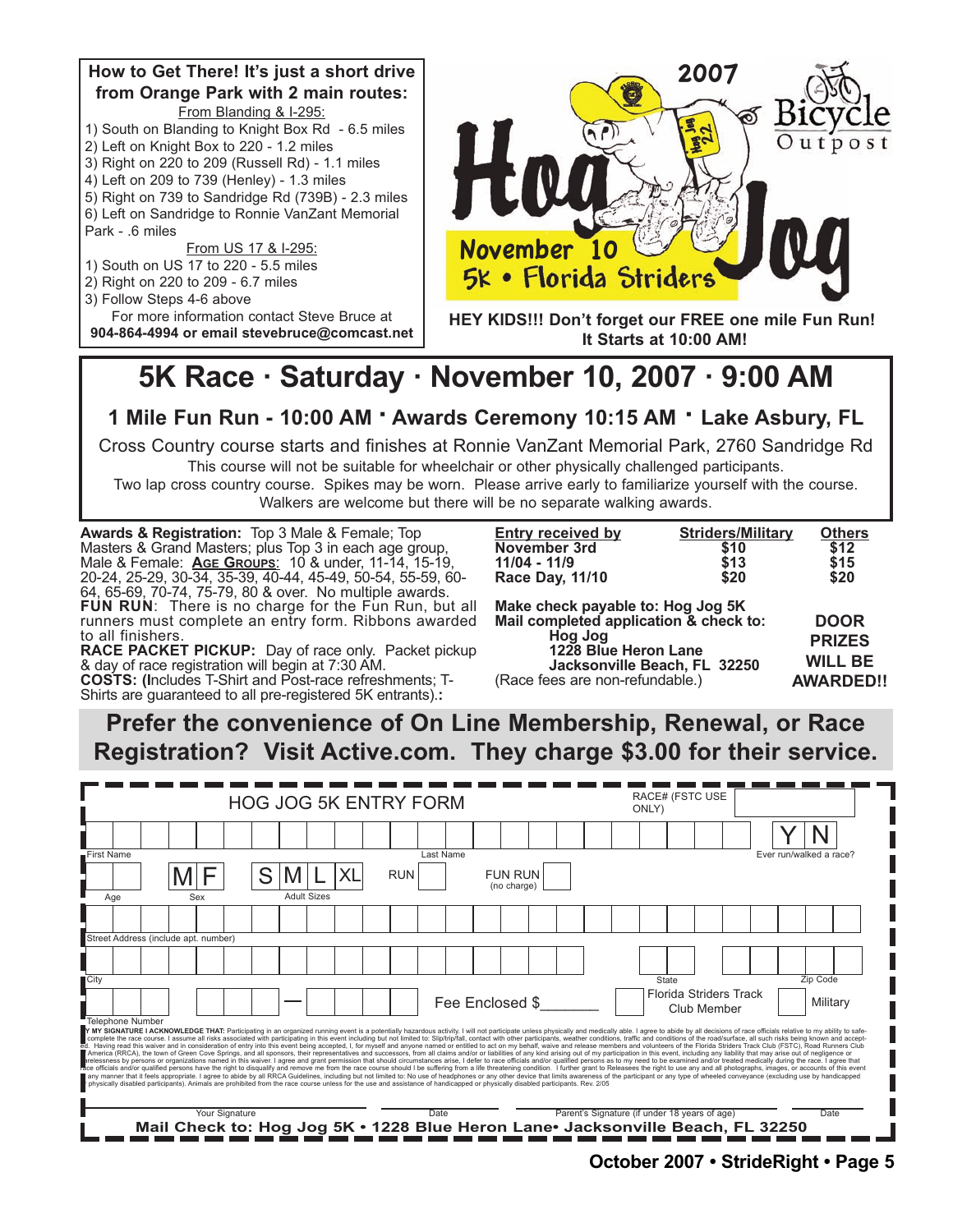**How to Get There! It's just a short drive from Orange Park with 2 main routes:**

From Blanding & I-295:

1) South on Blanding to Knight Box Rd - 6.5 miles
2) Left on Knight Box to 220 - 1.2 miles
3) Right on 220 to 209 (Russell Rd) - 1.1 miles
4) Left on 209 to 739 (Henley) - 1.3 miles
5) Right on 739 to Sandridge Rd (739B) - 2.3 miles
6) Left on Sandridge to Ronnie VanZant Memorial Park - .6 miles

From US 17 & I-295:

1) South on US 17 to 220 - 5.5 miles
2) Right on 220 to 209 - 6.7 miles
3) Follow Steps 4-6 above

For more information contact Steve Bruce at **904-864-4994 or email stevebruce@comcast.net**

**2007 Hog Jog**

**November 10**
**5K • Florida Striders**

Bicycle Outpost

**HEY KIDS!!! Don't forget our FREE one mile Fun Run! It Starts at 10:00 AM!**

# 5K Race · Saturday · November 10, 2007 · 9:00 AM

## 1 Mile Fun Run - 10:00 AM · Awards Ceremony 10:15 AM · Lake Asbury, FL

Cross Country course starts and finishes at Ronnie VanZant Memorial Park, 2760 Sandridge Rd

This course will not be suitable for wheelchair or other physically challenged participants.

Two lap cross country course. Spikes may be worn. Please arrive early to familiarize yourself with the course.

Walkers are welcome but there will be no separate walking awards.

**Awards & Registration:** Top 3 Male & Female; Top Masters & Grand Masters; plus Top 3 in each age group, Male & Female: **Age Groups**: 10 & under, 11-14, 15-19, 20-24, 25-29, 30-34, 35-39, 40-44, 45-49, 50-54, 55-59, 60-64, 65-69, 70-74, 75-79, 80 & over. No multiple awards.

**FUN RUN**: There is no charge for the Fun Run, but all runners must complete an entry form. Ribbons awarded to all finishers.

**RACE PACKET PICKUP:** Day of race only. Packet pickup & day of race registration will begin at 7:30 AM.

**COSTS: (I**ncludes T-Shirt and Post-race refreshments; T-Shirts are guaranteed to all pre-registered 5K entrants).**:**

| Entry received by | Striders/Military | Others |
|---|---|---|
| November 3rd | $10 | $12 |
| 11/04 - 11/9 | $13 | $15 |
| Race Day, 11/10 | $20 | $20 |

**Make check payable to: Hog Jog 5K**
**Mail completed application & check to:**
**Hog Jog**
**1228 Blue Heron Lane**
**Jacksonville Beach, FL 32250**
(Race fees are non-refundable.)

**DOOR PRIZES WILL BE AWARDED!!**

## Prefer the convenience of On Line Membership, Renewal, or Race Registration? Visit Active.com. They charge $3.00 for their service.

HOG JOG 5K ENTRY FORM

RACE# (FSTC USE ONLY)

First Name | Last Name | Ever run/walked a race? Y N

Age | Sex M F | Adult Sizes S M L XL | RUN | FUN RUN (no charge)

Street Address (include apt. number)

City | State | Zip Code

Telephone Number | Fee Enclosed $________ | Florida Striders Track Club Member | Military

BY MY SIGNATURE I ACKNOWLEDGE THAT: Participating in an organized running event is a potentially hazardous activity. I will not participate unless physically and medically able. I agree to abide by all decisions of race officials relative to my ability to safe-complete the race course. I assume all risks associated with participating in this event including but not limited to: Slip/trip/fall, contact with other participants, weather conditions, traffic and conditions of the road/surface, all such risks being known and accepted. Having read this waiver and in consideration of entry into this event being accepted, I, for myself and anyone named or entitled to act on my behalf, waive and release members and volunteers of the Florida Striders Track Club (FSTC), Road Runners Club America (RRCA), the town of Green Cove Springs, and all sponsors, their representatives and successors, from all claims and/or or liabilities of any kind arising out of my participation in this event, including any liability that may arise out of negligence or carelessness by persons or organizations named in this waiver. I agree and grant permission that should circumstances arise, I defer to race officials and/or qualified persons as to my need to be examined and/or treated medically during the race. I agree that race officials and/or qualified persons have the right to disqualify and remove me from the race course should I be suffering from a life threatening condition. I further grant to Releasees the right to use any and all photographs, images, or accounts of this event any manner that it feels appropriate. I agree to abide by all RRCA Guidelines, including but not limited to: No use of headphones or any other device that limits awareness of the participant or any type of wheeled conveyance (excluding use by handicapped physically disabled participants). Animals are prohibited from the race course unless for the use and assistance of handicapped or physically disabled participants. Rev. 2/05

Your Signature | Date | Parent's Signature (if under 18 years of age) | Date

**Mail Check to: Hog Jog 5K • 1228 Blue Heron Lane• Jacksonville Beach, FL 32250**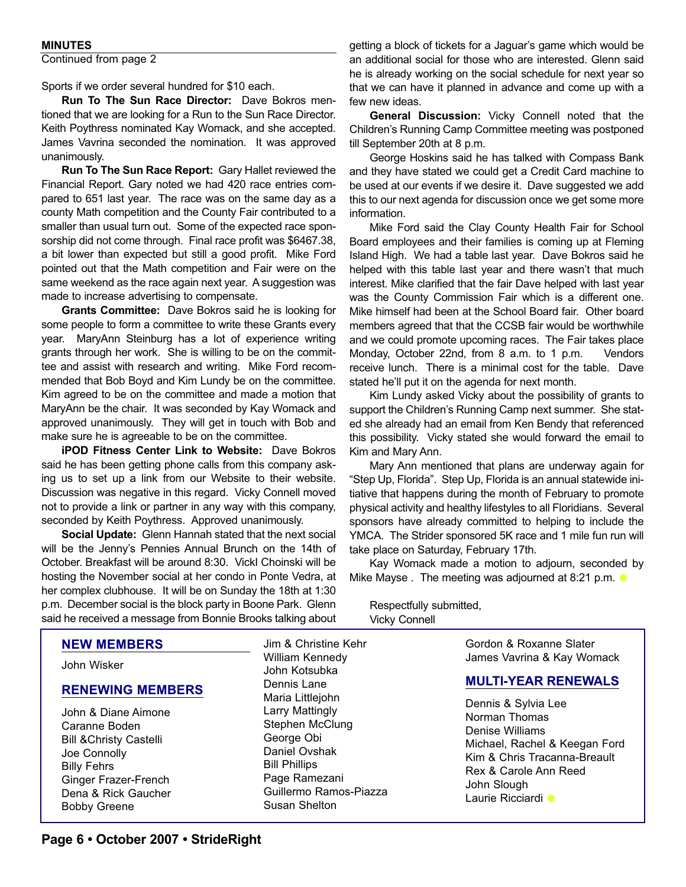**MINUTES**

Continued from page 2

Sports if we order several hundred for $10 each.

**Run To The Sun Race Director:** Dave Bokros mentioned that we are looking for a Run to the Sun Race Director. Keith Poythress nominated Kay Womack, and she accepted. James Vavrina seconded the nomination. It was approved unanimously.

**Run To The Sun Race Report:** Gary Hallet reviewed the Financial Report. Gary noted we had 420 race entries compared to 651 last year. The race was on the same day as a county Math competition and the County Fair contributed to a smaller than usual turn out. Some of the expected race sponsorship did not come through. Final race profit was $6467.38, a bit lower than expected but still a good profit. Mike Ford pointed out that the Math competition and Fair were on the same weekend as the race again next year. A suggestion was made to increase advertising to compensate.

**Grants Committee:** Dave Bokros said he is looking for some people to form a committee to write these Grants every year. MaryAnn Steinburg has a lot of experience writing grants through her work. She is willing to be on the committee and assist with research and writing. Mike Ford recommended that Bob Boyd and Kim Lundy be on the committee. Kim agreed to be on the committee and made a motion that MaryAnn be the chair. It was seconded by Kay Womack and approved unanimously. They will get in touch with Bob and make sure he is agreeable to be on the committee.

**iPOD Fitness Center Link to Website:** Dave Bokros said he has been getting phone calls from this company asking us to set up a link from our Website to their website. Discussion was negative in this regard. Vicky Connell moved not to provide a link or partner in any way with this company, seconded by Keith Poythress. Approved unanimously.

**Social Update:** Glenn Hannah stated that the next social will be the Jenny's Pennies Annual Brunch on the 14th of October. Breakfast will be around 8:30. Vickl Choinski will be hosting the November social at her condo in Ponte Vedra, at her complex clubhouse. It will be on Sunday the 18th at 1:30 p.m. December social is the block party in Boone Park. Glenn said he received a message from Bonnie Brooks talking about getting a block of tickets for a Jaguar's game which would be an additional social for those who are interested. Glenn said he is already working on the social schedule for next year so that we can have it planned in advance and come up with a few new ideas.

**General Discussion:** Vicky Connell noted that the Children's Running Camp Committee meeting was postponed till September 20th at 8 p.m.

George Hoskins said he has talked with Compass Bank and they have stated we could get a Credit Card machine to be used at our events if we desire it. Dave suggested we add this to our next agenda for discussion once we get some more information.

Mike Ford said the Clay County Health Fair for School Board employees and their families is coming up at Fleming Island High. We had a table last year. Dave Bokros said he helped with this table last year and there wasn't that much interest. Mike clarified that the fair Dave helped with last year was the County Commission Fair which is a different one. Mike himself had been at the School Board fair. Other board members agreed that that the CCSB fair would be worthwhile and we could promote upcoming races. The Fair takes place Monday, October 22nd, from 8 a.m. to 1 p.m. Vendors receive lunch. There is a minimal cost for the table. Dave stated he'll put it on the agenda for next month.

Kim Lundy asked Vicky about the possibility of grants to support the Children's Running Camp next summer. She stated she already had an email from Ken Bendy that referenced this possibility. Vicky stated she would forward the email to Kim and Mary Ann.

Mary Ann mentioned that plans are underway again for "Step Up, Florida". Step Up, Florida is an annual statewide initiative that happens during the month of February to promote physical activity and healthy lifestyles to all Floridians. Several sponsors have already committed to helping to include the YMCA. The Strider sponsored 5K race and 1 mile fun run will take place on Saturday, February 17th.

Kay Womack made a motion to adjourn, seconded by Mike Mayse . The meeting was adjourned at 8:21 p.m.

Respectfully submitted,
Vicky Connell

## NEW MEMBERS

John Wisker

## RENEWING MEMBERS

John & Diane Aimone
Caranne Boden
Bill &Christy Castelli
Joe Connolly
Billy Fehrs
Ginger Frazer-French
Dena & Rick Gaucher
Bobby Greene
Jim & Christine Kehr
William Kennedy
John Kotsubka
Dennis Lane
Maria Littlejohn
Larry Mattingly
Stephen McClung
George Obi
Daniel Ovshak
Bill Phillips
Page Ramezani
Guillermo Ramos-Piazza
Susan Shelton
Gordon & Roxanne Slater
James Vavrina & Kay Womack

## MULTI-YEAR RENEWALS

Dennis & Sylvia Lee
Norman Thomas
Denise Williams
Michael, Rachel & Keegan Ford
Kim & Chris Tracanna-Breault
Rex & Carole Ann Reed
John Slough
Laurie Ricciardi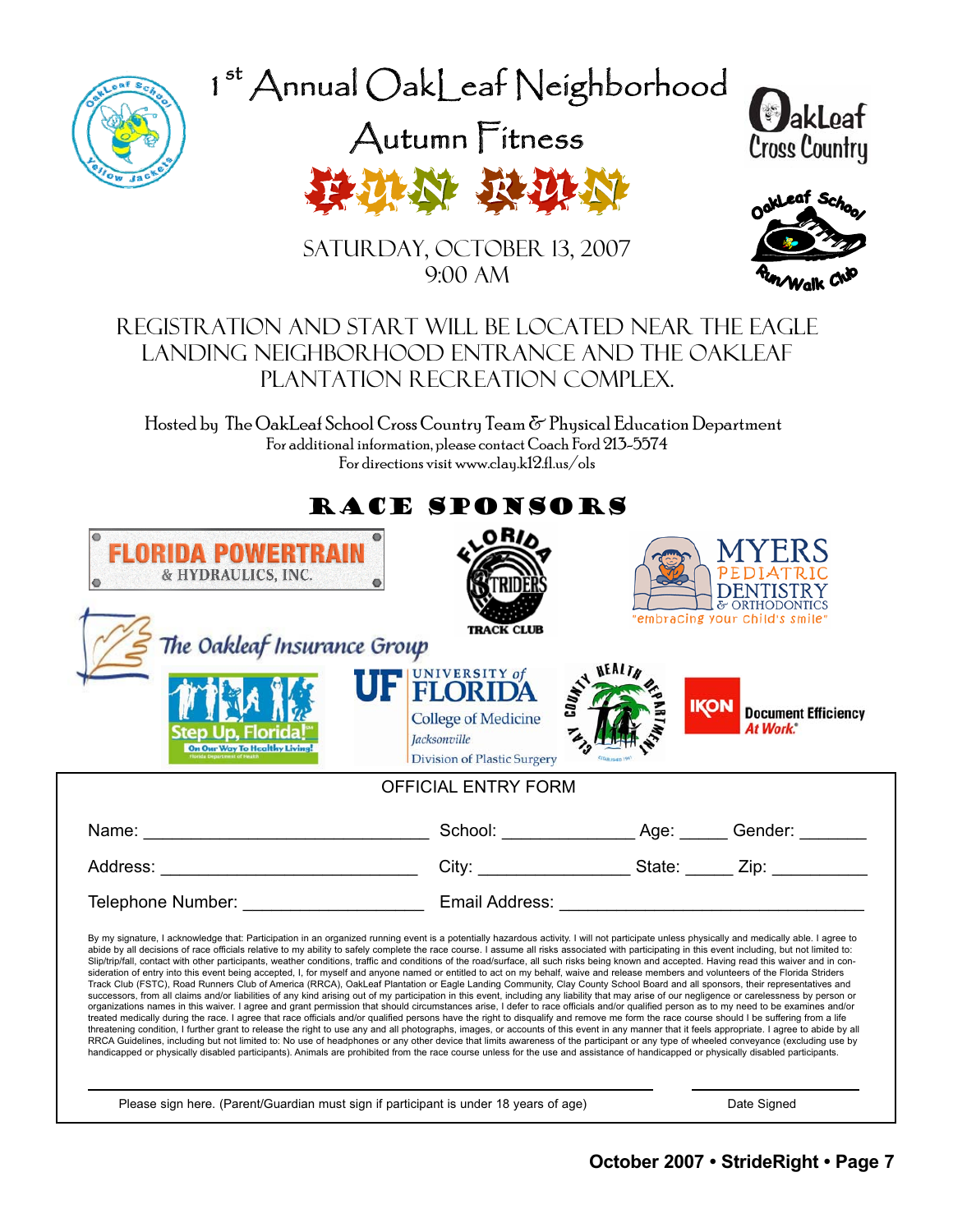# 1st Annual OakLeaf Neighborhood Autumn Fitness FUN RUN

SATURDAY, OCTOBER 13, 2007
9:00 AM

REGISTRATION AND START WILL BE LOCATED NEAR THE EAGLE LANDING NEIGHBORHOOD ENTRANCE AND THE OAKLEAF PLANTATION RECREATION COMPLEX.

Hosted by The OakLeaf School Cross Country Team & Physical Education Department
For additional information, please contact Coach Ford 213-5574
For directions visit www.clay.k12.fl.us/ols

## RACE SPONSORS

Florida Powertrain & Hydraulics, Inc.
Florida Striders Track Club
Myers Pediatric Dentistry & Orthodontics "embracing your child's smile"
The Oakleaf Insurance Group
Step Up, Florida! On Our Way To Healthy Living!
UF University of Florida College of Medicine Jacksonville Division of Plastic Surgery
Clay County Health Department
IKON Document Efficiency At Work.

## OFFICIAL ENTRY FORM

Name: ______________________________ School: ______________ Age: _____ Gender: _______

Address: ___________________________ City: ________________ State: _____ Zip: __________

Telephone Number: __________________ Email Address: ________________________________

By my signature, I acknowledge that: Participation in an organized running event is a potentially hazardous activity. I will not participate unless physically and medically able. I agree to abide by all decisions of race officials relative to my ability to safely complete the race course. I assume all risks associated with participating in this event including, but not limited to: Slip/trip/fall, contact with other participants, weather conditions, traffic and conditions of the road/surface, all such risks being known and accepted. Having read this waiver and in consideration of entry into this event being accepted, I, for myself and anyone named or entitled to act on my behalf, waive and release members and volunteers of the Florida Striders Track Club (FSTC), Road Runners Club of America (RRCA), OakLeaf Plantation or Eagle Landing Community, Clay County School Board and all sponsors, their representatives and successors, from all claims and/or liabilities of any kind arising out of my participation in this event, including any liability that may arise of our negligence or carelessness by person or organizations names in this waiver. I agree and grant permission that should circumstances arise, I defer to race officials and/or qualified person as to my need to be examines and/or treated medically during the race. I agree that race officials and/or qualified persons have the right to disqualify and remove me form the race course should I be suffering from a life threatening condition, I further grant to release the right to use any and all photographs, images, or accounts of this event in any manner that it feels appropriate. I agree to abide by all RRCA Guidelines, including but not limited to: No use of headphones or any other device that limits awareness of the participant or any type of wheeled conveyance (excluding use by handicapped or physically disabled participants). Animals are prohibited from the race course unless for the use and assistance of handicapped or physically disabled participants.

_______________________________________________ ____________________

Please sign here. (Parent/Guardian must sign if participant is under 18 years of age) Date Signed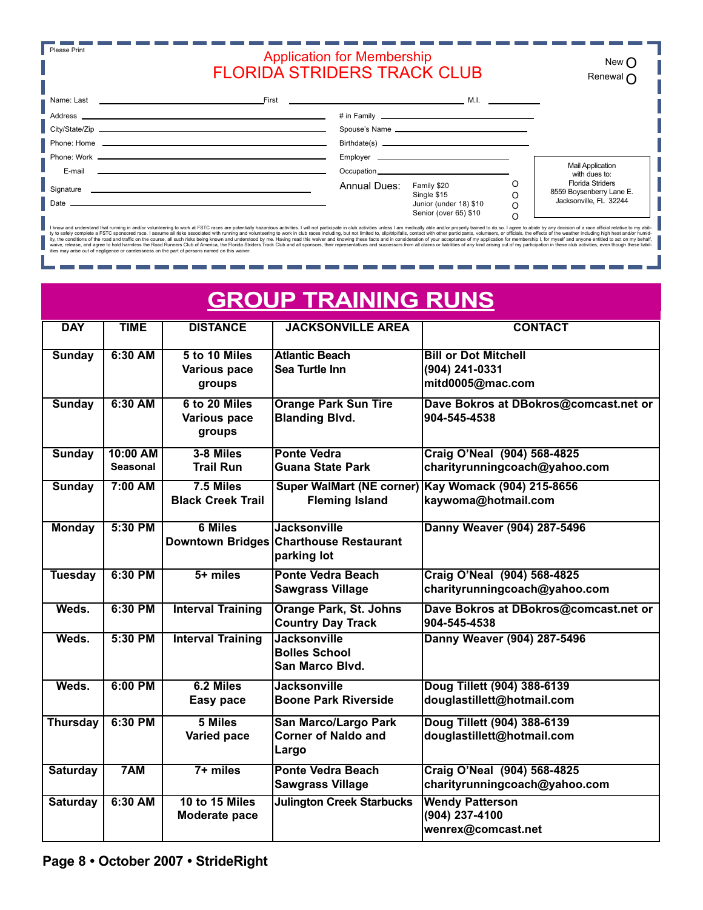Please Print

## Application for Membership
## FLORIDA STRIDERS TRACK CLUB

New O
Renewal O

Name: Last ______________ First ______________ M.I. ______

Address ______________ # in Family ______________

City/State/Zip ______________ Spouse's Name ______________

Phone: Home ______________ Birthdate(s) ______________

Phone: Work ______________ Employer ______________

E-mail ______________ Occupation ______________

Signature ______________

Date ______________

Annual Dues:
- Family $20 O
- Single $15 O
- Junior (under 18) $10 O
- Senior (over 65) $10 O

Mail Application with dues to:
Florida Striders
8559 Boysenberry Lane E.
Jacksonville, FL 32244

I know and understand that running in and/or volunteering to work at FSTC races are potentially hazardous activities. I will not participate in club activities unless I am medically able and/or properly trained to do so. I agree to abide by any decision of a race official relative to my ability to safely complete a FSTC sponsored race. I assume all risks associated with running and volunteering to work in club races including, but not limited to, slip/trip/falls, contact with other participants, volunteers, or officials, the effects of the weather including high heat and/or humidity, the conditions of the road and traffic on the course, all such risks being known and understood by me. Having read this waiver and knowing these facts and in consideration of your acceptance of my application for membership I, for myself and anyone entitled to act on my behalf, waive, release, and agree to hold harmless the Road Runners Club of America, the Florida Striders Track Club and all sponsors, their representatives and successors from all claims or liabilities of any kind arising out of my participation in these club activities, even though these liabilities may arise out of negligence or carelessness on the part of persons named on this waiver.

# GROUP TRAINING RUNS

| DAY | TIME | DISTANCE | JACKSONVILLE AREA | CONTACT |
|---|---|---|---|---|
| Sunday | 6:30 AM | 5 to 10 Miles Various pace groups | Atlantic Beach Sea Turtle Inn | Bill or Dot Mitchell (904) 241-0331 mitd0005@mac.com |
| Sunday | 6:30 AM | 6 to 20 Miles Various pace groups | Orange Park Sun Tire Blanding Blvd. | Dave Bokros at DBokros@comcast.net or 904-545-4538 |
| Sunday | 10:00 AM Seasonal | 3-8 Miles Trail Run | Ponte Vedra Guana State Park | Craig O'Neal (904) 568-4825 charityrunningcoach@yahoo.com |
| Sunday | 7:00 AM | 7.5 Miles Black Creek Trail | Super WalMart (NE corner) Fleming Island | Kay Womack (904) 215-8656 kaywoma@hotmail.com |
| Monday | 5:30 PM | 6 Miles Downtown Bridges | Jacksonville Charthouse Restaurant parking lot | Danny Weaver (904) 287-5496 |
| Tuesday | 6:30 PM | 5+ miles | Ponte Vedra Beach Sawgrass Village | Craig O'Neal (904) 568-4825 charityrunningcoach@yahoo.com |
| Weds. | 6:30 PM | Interval Training | Orange Park, St. Johns Country Day Track | Dave Bokros at DBokros@comcast.net or 904-545-4538 |
| Weds. | 5:30 PM | Interval Training | Jacksonville Bolles School San Marco Blvd. | Danny Weaver (904) 287-5496 |
| Weds. | 6:00 PM | 6.2 Miles Easy pace | Jacksonville Boone Park Riverside | Doug Tillett (904) 388-6139 douglastillett@hotmail.com |
| Thursday | 6:30 PM | 5 Miles Varied pace | San Marco/Largo Park Corner of Naldo and Largo | Doug Tillett (904) 388-6139 douglastillett@hotmail.com |
| Saturday | 7AM | 7+ miles | Ponte Vedra Beach Sawgrass Village | Craig O'Neal (904) 568-4825 charityrunningcoach@yahoo.com |
| Saturday | 6:30 AM | 10 to 15 Miles Moderate pace | Julington Creek Starbucks | Wendy Patterson (904) 237-4100 wenrex@comcast.net |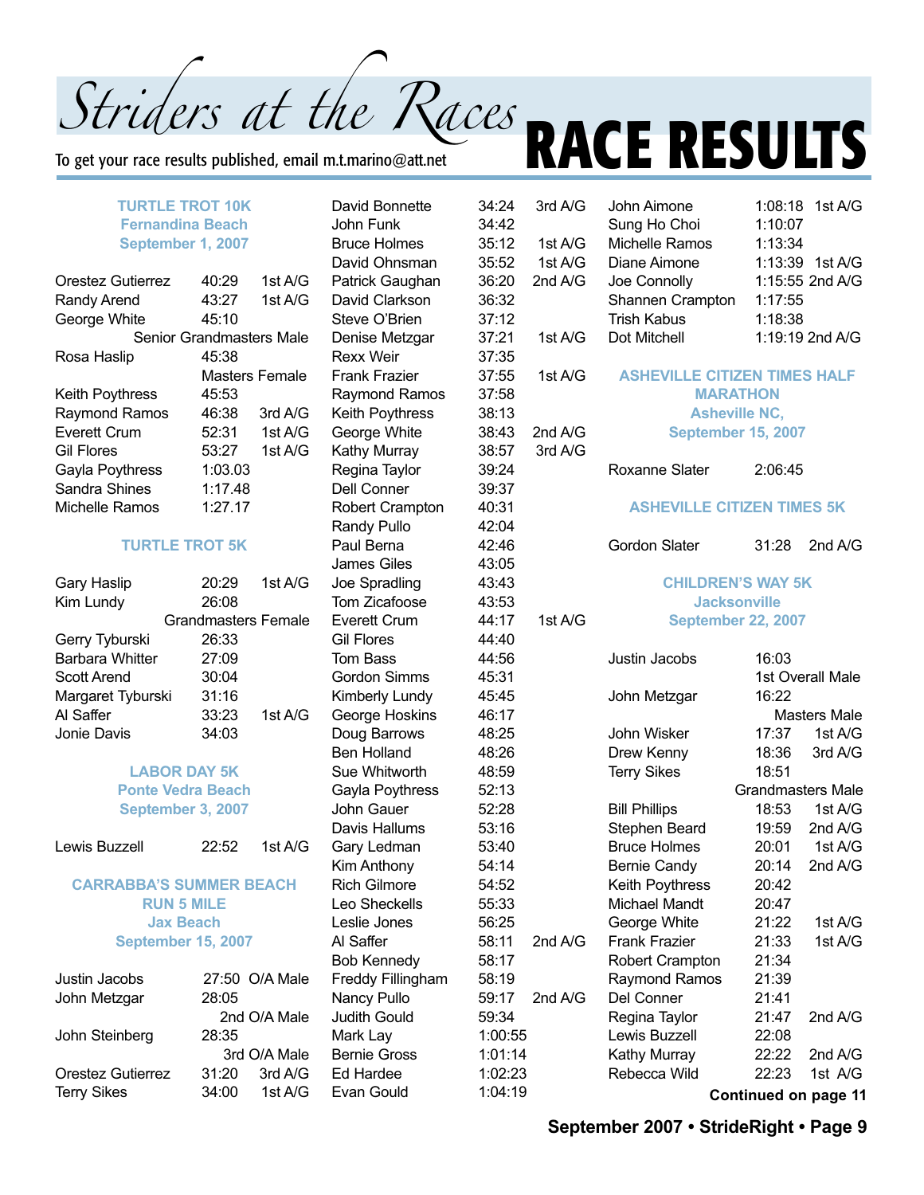# Striders at the Races

# RACE RESULTS

To get your race results published, email m.t.marino@att.net

### TURTLE TROT 10K
### Fernandina Beach
### September 1, 2007

| | | |
|---|---|---|
| Orestez Gutierrez | 40:29 | 1st A/G |
| Randy Arend | 43:27 | 1st A/G |
| George White | 45:10 | |
| Senior Grandmasters Male | | |
| Rosa Haslip | 45:38 | |
| Masters Female | | |
| Keith Poythress | 45:53 | |
| Raymond Ramos | 46:38 | 3rd A/G |
| Everett Crum | 52:31 | 1st A/G |
| Gil Flores | 53:27 | 1st A/G |
| Gayla Poythress | 1:03.03 | |
| Sandra Shines | 1:17.48 | |
| Michelle Ramos | 1:27.17 | |

### TURTLE TROT 5K

| | | |
|---|---|---|
| Gary Haslip | 20:29 | 1st A/G |
| Kim Lundy | 26:08 | |
| Grandmasters Female | | |
| Gerry Tyburski | 26:33 | |
| Barbara Whitter | 27:09 | |
| Scott Arend | 30:04 | |
| Margaret Tyburski | 31:16 | |
| Al Saffer | 33:23 | 1st A/G |
| Jonie Davis | 34:03 | |

### LABOR DAY 5K
### Ponte Vedra Beach
### September 3, 2007

| | | |
|---|---|---|
| Lewis Buzzell | 22:52 | 1st A/G |

### CARRABBA'S SUMMER BEACH RUN 5 MILE
### Jax Beach
### September 15, 2007

| | | |
|---|---|---|
| Justin Jacobs | 27:50 | O/A Male |
| John Metzgar | 28:05 | 2nd O/A Male |
| John Steinberg | 28:35 | 3rd O/A Male |
| Orestez Gutierrez | 31:20 | 3rd A/G |
| Terry Sikes | 34:00 | 1st A/G |
| David Bonnette | 34:24 | 3rd A/G |
| John Funk | 34:42 | |
| Bruce Holmes | 35:12 | 1st A/G |
| David Ohnsman | 35:52 | 1st A/G |
| Patrick Gaughan | 36:20 | 2nd A/G |
| David Clarkson | 36:32 | |
| Steve O'Brien | 37:12 | |
| Denise Metzgar | 37:21 | 1st A/G |
| Rexx Weir | 37:35 | |
| Frank Frazier | 37:55 | 1st A/G |
| Raymond Ramos | 37:58 | |
| Keith Poythress | 38:13 | |
| George White | 38:43 | 2nd A/G |
| Kathy Murray | 38:57 | 3rd A/G |
| Regina Taylor | 39:24 | |
| Dell Conner | 39:37 | |
| Robert Crampton | 40:31 | |
| Randy Pullo | 42:04 | |
| Paul Berna | 42:46 | |
| James Giles | 43:05 | |
| Joe Spradling | 43:43 | |
| Tom Zicafoose | 43:53 | |
| Everett Crum | 44:17 | 1st A/G |
| Gil Flores | 44:40 | |
| Tom Bass | 44:56 | |
| Gordon Simms | 45:31 | |
| Kimberly Lundy | 45:45 | |
| George Hoskins | 46:17 | |
| Doug Barrows | 48:25 | |
| Ben Holland | 48:26 | |
| Sue Whitworth | 48:59 | |
| Gayla Poythress | 52:13 | |
| John Gauer | 52:28 | |
| Davis Hallums | 53:16 | |
| Gary Ledman | 53:40 | |
| Kim Anthony | 54:14 | |
| Rich Gilmore | 54:52 | |
| Leo Sheckells | 55:33 | |
| Leslie Jones | 56:25 | |
| Al Saffer | 58:11 | 2nd A/G |
| Bob Kennedy | 58:17 | |
| Freddy Fillingham | 58:19 | |
| Nancy Pullo | 59:17 | 2nd A/G |
| Judith Gould | 59:34 | |
| Mark Lay | 1:00:55 | |
| Bernie Gross | 1:01:14 | |
| Ed Hardee | 1:02:23 | |
| Evan Gould | 1:04:19 | |
| John Aimone | 1:08:18 | 1st A/G |
| Sung Ho Choi | 1:10:07 | |
| Michelle Ramos | 1:13:34 | |
| Diane Aimone | 1:13:39 | 1st A/G |
| Joe Connolly | 1:15:55 | 2nd A/G |
| Shannen Crampton | 1:17:55 | |
| Trish Kabus | 1:18:38 | |
| Dot Mitchell | 1:19:19 | 2nd A/G |

### ASHEVILLE CITIZEN TIMES HALF MARATHON
### Asheville NC,
### September 15, 2007

| | |
|---|---|
| Roxanne Slater | 2:06:45 |

### ASHEVILLE CITIZEN TIMES 5K

| | | |
|---|---|---|
| Gordon Slater | 31:28 | 2nd A/G |

### CHILDREN'S WAY 5K
### Jacksonville
### September 22, 2007

| | | |
|---|---|---|
| Justin Jacobs | 16:03 | 1st Overall Male |
| John Metzgar | 16:22 | Masters Male |
| John Wisker | 17:37 | 1st A/G |
| Drew Kenny | 18:36 | 3rd A/G |
| Terry Sikes | 18:51 | Grandmasters Male |
| Bill Phillips | 18:53 | 1st A/G |
| Stephen Beard | 19:59 | 2nd A/G |
| Bruce Holmes | 20:01 | 1st A/G |
| Bernie Candy | 20:14 | 2nd A/G |
| Keith Poythress | 20:42 | |
| Michael Mandt | 20:47 | |
| George White | 21:22 | 1st A/G |
| Frank Frazier | 21:33 | 1st A/G |
| Robert Crampton | 21:34 | |
| Raymond Ramos | 21:39 | |
| Del Conner | 21:41 | |
| Regina Taylor | 21:47 | 2nd A/G |
| Lewis Buzzell | 22:08 | |
| Kathy Murray | 22:22 | 2nd A/G |
| Rebecca Wild | 22:23 | 1st A/G |

**Continued on page 11**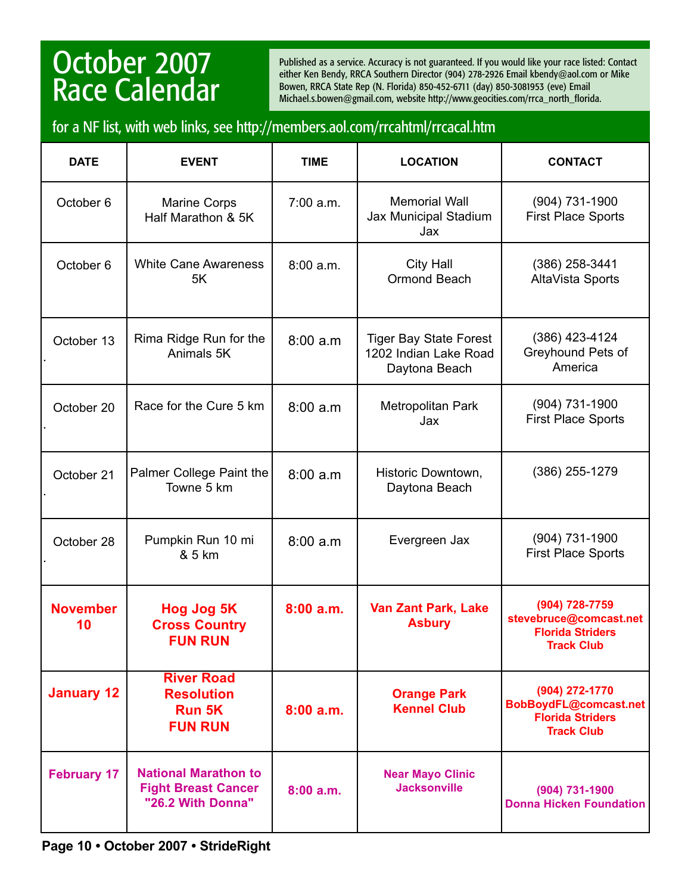# October 2007 Race Calendar

Published as a service. Accuracy is not guaranteed. If you would like your race listed: Contact either Ken Bendy, RRCA Southern Director (904) 278-2926 Email kbendy@aol.com or Mike Bowen, RRCA State Rep (N. Florida) 850-452-6711 (day) 850-3081953 (eve) Email Michael.s.bowen@gmail.com, website http://www.geocities.com/rrca_north_florida.

for a NF list, with web links, see http://members.aol.com/rrcahtml/rrcacal.htm

| DATE | EVENT | TIME | LOCATION | CONTACT |
|---|---|---|---|---|
| October 6 | Marine Corps Half Marathon & 5K | 7:00 a.m. | Memorial Wall Jax Municipal Stadium Jax | (904) 731-1900 First Place Sports |
| October 6 | White Cane Awareness 5K | 8:00 a.m. | City Hall Ormond Beach | (386) 258-3441 AltaVista Sports |
| October 13 | Rima Ridge Run for the Animals 5K | 8:00 a.m | Tiger Bay State Forest 1202 Indian Lake Road Daytona Beach | (386) 423-4124 Greyhound Pets of America |
| October 20 | Race for the Cure 5 km | 8:00 a.m | Metropolitan Park Jax | (904) 731-1900 First Place Sports |
| October 21 | Palmer College Paint the Towne 5 km | 8:00 a.m | Historic Downtown, Daytona Beach | (386) 255-1279 |
| October 28 | Pumpkin Run 10 mi & 5 km | 8:00 a.m | Evergreen Jax | (904) 731-1900 First Place Sports |
| **November 10** | **Hog Jog 5K Cross Country FUN RUN** | **8:00 a.m.** | **Van Zant Park, Lake Asbury** | **(904) 728-7759 stevebruce@comcast.net Florida Striders Track Club** |
| **January 12** | **River Road Resolution Run 5K FUN RUN** | **8:00 a.m.** | **Orange Park Kennel Club** | **(904) 272-1770 BobBoydFL@comcast.net Florida Striders Track Club** |
| **February 17** | **National Marathon to Fight Breast Cancer "26.2 With Donna"** | **8:00 a.m.** | **Near Mayo Clinic Jacksonville** | **(904) 731-1900 Donna Hicken Foundation** |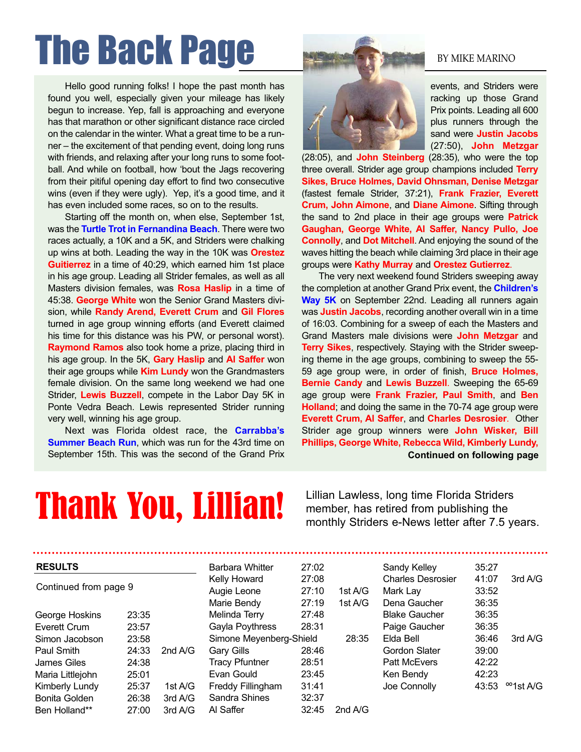# The Back Page

BY MIKE MARINO

Hello good running folks! I hope the past month has found you well, especially given your mileage has likely begun to increase. Yep, fall is approaching and everyone has that marathon or other significant distance race circled on the calendar in the winter. What a great time to be a runner – the excitement of that pending event, doing long runs with friends, and relaxing after your long runs to some football. And while on football, how 'bout the Jags recovering from their pitiful opening day effort to find two consecutive wins (even if they were ugly). Yep, it's a good time, and it has even included some races, so on to the results.

Starting off the month on, when else, September 1st, was the **Turtle Trot in Fernandina Beach**. There were two races actually, a 10K and a 5K, and Striders were chalking up wins at both. Leading the way in the 10K was **Orestez Guitierrez** in a time of 40:29, which earned him 1st place in his age group. Leading all Strider females, as well as all Masters division females, was **Rosa Haslip** in a time of 45:38. **George White** won the Senior Grand Masters division, while **Randy Arend, Everett Crum** and **Gil Flores** turned in age group winning efforts (and Everett claimed his time for this distance was his PW, or personal worst). **Raymond Ramos** also took home a prize, placing third in his age group. In the 5K, **Gary Haslip** and **Al Saffer** won their age groups while **Kim Lundy** won the Grandmasters female division. On the same long weekend we had one Strider, **Lewis Buzzell**, compete in the Labor Day 5K in Ponte Vedra Beach. Lewis represented Strider running very well, winning his age group.

Next was Florida oldest race, the **Carrabba's Summer Beach Run**, which was run for the 43rd time on September 15th. This was the second of the Grand Prix events, and Striders were racking up those Grand Prix points. Leading all 600 plus runners through the sand were **Justin Jacobs** (27:50), **John Metzgar** (28:05), and **John Steinberg** (28:35), who were the top three overall. Strider age group champions included **Terry Sikes, Bruce Holmes, David Ohnsman, Denise Metzgar** (fastest female Strider, 37:21), **Frank Frazier, Everett Crum, John Aimone**, and **Diane Aimone**. Sifting through the sand to 2nd place in their age groups were **Patrick Gaughan, George White, Al Saffer, Nancy Pullo, Joe Connolly**, and **Dot Mitchell**. And enjoying the sound of the waves hitting the beach while claiming 3rd place in their age groups were **Kathy Murray** and **Orestez Gutierrez**.

The very next weekend found Striders sweeping away the completion at another Grand Prix event, the **Children's Way 5K** on September 22nd. Leading all runners again was **Justin Jacobs**, recording another overall win in a time of 16:03. Combining for a sweep of each the Masters and Grand Masters male divisions were **John Metzgar** and **Terry Sikes**, respectively. Staying with the Strider sweeping theme in the age groups, combining to sweep the 55-59 age group were, in order of finish, **Bruce Holmes, Bernie Candy** and **Lewis Buzzell**. Sweeping the 65-69 age group were **Frank Frazier, Paul Smith**, and **Ben Holland**; and doing the same in the 70-74 age group were **Everett Crum, Al Saffer**, and **Charles Desrosier**. Other Strider age group winners were **John Wisker, Bill Phillips, George White, Rebecca Wild, Kimberly Lundy,**

**Continued on following page**

# Thank You, Lillian!

Lillian Lawless, long time Florida Striders member, has retired from publishing the monthly Striders e-News letter after 7.5 years.

**RESULTS**

Continued from page 9

| Name | Time | Place |
|---|---|---|
| George Hoskins | 23:35 | |
| Everett Crum | 23:57 | |
| Simon Jacobson | 23:58 | |
| Paul Smith | 24:33 | 2nd A/G |
| James Giles | 24:38 | |
| Maria Littlejohn | 25:01 | |
| Kimberly Lundy | 25:37 | 1st A/G |
| Bonita Golden | 26:38 | 3rd A/G |
| Ben Holland** | 27:00 | 3rd A/G |
| Barbara Whitter | 27:02 | |
| Kelly Howard | 27:08 | |
| Augie Leone | 27:10 | 1st A/G |
| Marie Bendy | 27:19 | 1st A/G |
| Melinda Terry | 27:48 | |
| Gayla Poythress | 28:31 | |
| Simone Meyenberg-Shield | 28:35 | |
| Gary Gills | 28:46 | |
| Tracy Pfuntner | 28:51 | |
| Evan Gould | 23:45 | |
| Freddy Fillingham | 31:41 | |
| Sandra Shines | 32:37 | |
| Al Saffer | 32:45 | 2nd A/G |
| Sandy Kelley | 35:27 | |
| Charles Desrosier | 41:07 | 3rd A/G |
| Mark Lay | 33:52 | |
| Dena Gaucher | 36:35 | |
| Blake Gaucher | 36:35 | |
| Paige Gaucher | 36:35 | |
| Elda Bell | 36:46 | 3rd A/G |
| Gordon Slater | 39:00 | |
| Patt McEvers | 42:22 | |
| Ken Bendy | 42:23 | |
| Joe Connolly | 43:53 | °°1st A/G |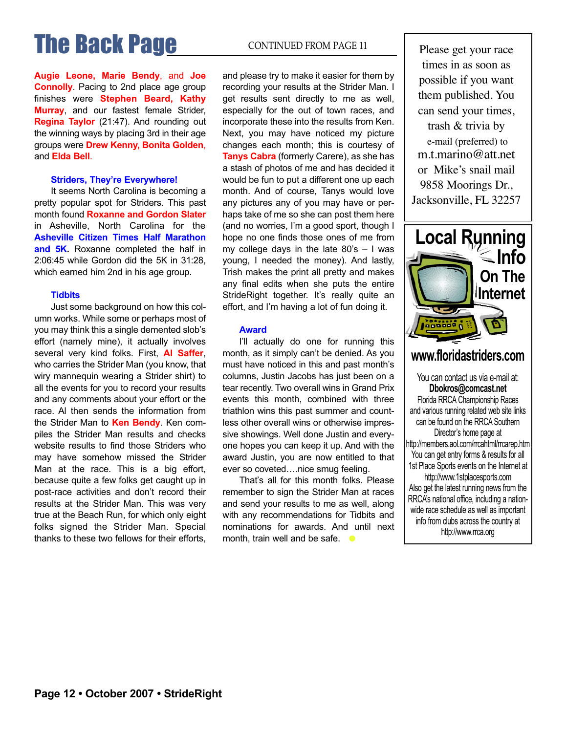# The Back Page

CONTINUED FROM PAGE 11

**Augie Leone, Marie Bendy**, and **Joe Connolly**. Pacing to 2nd place age group finishes were **Stephen Beard, Kathy Murray**, and our fastest female Strider, **Regina Taylor** (21:47). And rounding out the winning ways by placing 3rd in their age groups were **Drew Kenny, Bonita Golden**, and **Elda Bell**.

### Striders, They're Everywhere!

It seems North Carolina is becoming a pretty popular spot for Striders. This past month found **Roxanne and Gordon Slater** in Asheville, North Carolina for the **Asheville Citizen Times Half Marathon and 5K.** Roxanne completed the half in 2:06:45 while Gordon did the 5K in 31:28, which earned him 2nd in his age group.

### Tidbits

Just some background on how this column works. While some or perhaps most of you may think this a single demented slob's effort (namely mine), it actually involves several very kind folks. First, **Al Saffer**, who carries the Strider Man (you know, that wiry mannequin wearing a Strider shirt) to all the events for you to record your results and any comments about your effort or the race. Al then sends the information from the Strider Man to **Ken Bendy**. Ken compiles the Strider Man results and checks website results to find those Striders who may have somehow missed the Strider Man at the race. This is a big effort, because quite a few folks get caught up in post-race activities and don't record their results at the Strider Man. This was very true at the Beach Run, for which only eight folks signed the Strider Man. Special thanks to these two fellows for their efforts, and please try to make it easier for them by recording your results at the Strider Man. I get results sent directly to me as well, especially for the out of town races, and incorporate these into the results from Ken. Next, you may have noticed my picture changes each month; this is courtesy of **Tanys Cabra** (formerly Carere), as she has a stash of photos of me and has decided it would be fun to put a different one up each month. And of course, Tanys would love any pictures any of you may have or perhaps take of me so she can post them here (and no worries, I'm a good sport, though I hope no one finds those ones of me from my college days in the late 80's – I was young, I needed the money). And lastly, Trish makes the print all pretty and makes any final edits when she puts the entire StrideRight together. It's really quite an effort, and I'm having a lot of fun doing it.

### Award

I'll actually do one for running this month, as it simply can't be denied. As you must have noticed in this and past month's columns, Justin Jacobs has just been on a tear recently. Two overall wins in Grand Prix events this month, combined with three triathlon wins this past summer and countless other overall wins or otherwise impressive showings. Well done Justin and everyone hopes you can keep it up. And with the award Justin, you are now entitled to that ever so coveted….nice smug feeling.

That's all for this month folks. Please remember to sign the Strider Man at races and send your results to me as well, along with any recommendations for Tidbits and nominations for awards. And until next month, train well and be safe.

---

Please get your race times in as soon as possible if you want them published. You can send your times, trash & trivia by e-mail (preferred) to m.t.marino@att.net or Mike's snail mail 9858 Moorings Dr., Jacksonville, FL 32257

---

## Local Running Info On The Internet

**www.floridastriders.com**

You can contact us via e-mail at: **Dbokros@comcast.net**

Florida RRCA Championship Races and various running related web site links can be found on the RRCA Southern Director's home page at http://members.aol.com/rrcahtml/rrcarep.htm

You can get entry forms & results for all 1st Place Sports events on the Internet at http://www.1stplacesports.com

Also get the latest running news from the RRCA's national office, including a nationwide race schedule as well as important info from clubs across the country at http://www.rrca.org